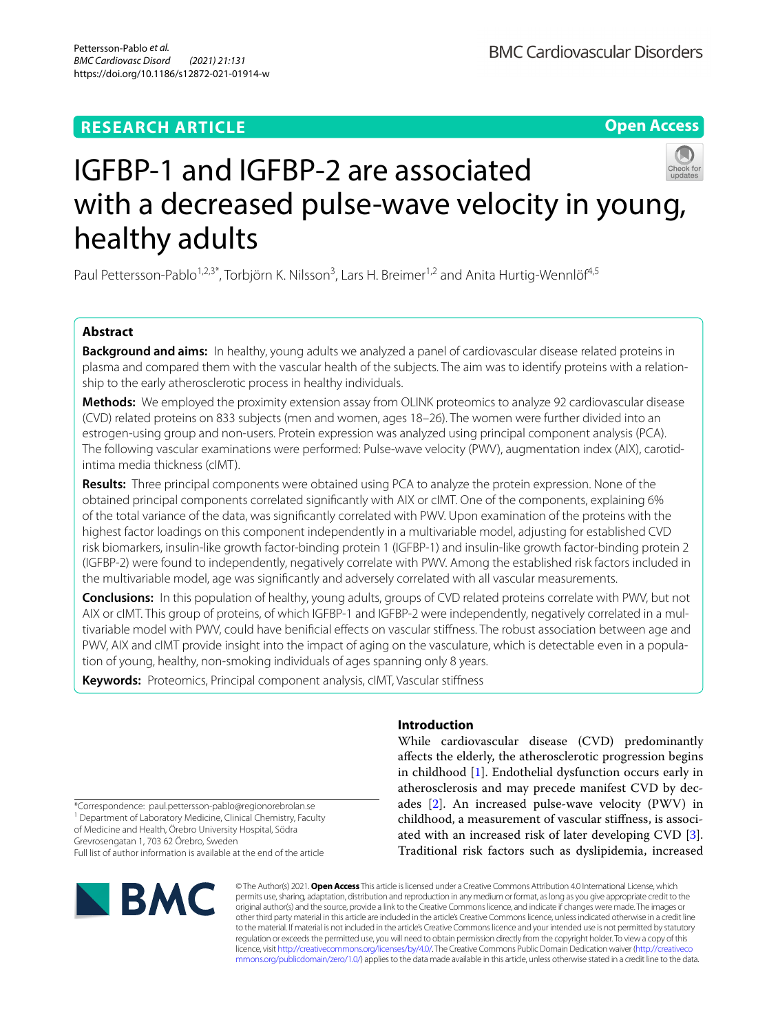RESEARCH ARTICLE

Open Access

# IGFBP-1 and IGFBP-2 are associated with a decreased pulse-wave velocity in young, healthy adults

Paul Pettersson-Pablo[1,2,3*], Torbjörn K. Nilsson[3], Lars H. Breimer[1,2] and Anita Hurtig-Wennlöf[4,5]

## Abstract

**Background and aims:** In healthy, young adults we analyzed a panel of cardiovascular disease related proteins in plasma and compared them with the vascular health of the subjects. The aim was to identify proteins with a relationship to the early atherosclerotic process in healthy individuals.

**Methods:** We employed the proximity extension assay from OLINK proteomics to analyze 92 cardiovascular disease (CVD) related proteins on 833 subjects (men and women, ages 18–26). The women were further divided into an estrogen-using group and non-users. Protein expression was analyzed using principal component analysis (PCA). The following vascular examinations were performed: Pulse-wave velocity (PWV), augmentation index (AIX), carotid-intima media thickness (cIMT).

**Results:** Three principal components were obtained using PCA to analyze the protein expression. None of the obtained principal components correlated significantly with AIX or cIMT. One of the components, explaining 6% of the total variance of the data, was significantly correlated with PWV. Upon examination of the proteins with the highest factor loadings on this component independently in a multivariable model, adjusting for established CVD risk biomarkers, insulin-like growth factor-binding protein 1 (IGFBP-1) and insulin-like growth factor-binding protein 2 (IGFBP-2) were found to independently, negatively correlate with PWV. Among the established risk factors included in the multivariable model, age was significantly and adversely correlated with all vascular measurements.

**Conclusions:** In this population of healthy, young adults, groups of CVD related proteins correlate with PWV, but not AIX or cIMT. This group of proteins, of which IGFBP-1 and IGFBP-2 were independently, negatively correlated in a multivariable model with PWV, could have benificial effects on vascular stiffness. The robust association between age and PWV, AIX and cIMT provide insight into the impact of aging on the vasculature, which is detectable even in a population of young, healthy, non-smoking individuals of ages spanning only 8 years.

**Keywords:** Proteomics, Principal component analysis, cIMT, Vascular stiffness

## Introduction

While cardiovascular disease (CVD) predominantly affects the elderly, the atherosclerotic progression begins in childhood [1]. Endothelial dysfunction occurs early in atherosclerosis and may precede manifest CVD by decades [2]. An increased pulse-wave velocity (PWV) in childhood, a measurement of vascular stiffness, is associated with an increased risk of later developing CVD [3]. Traditional risk factors such as dyslipidemia, increased

*Correspondence: paul.pettersson-pablo@regionorebrolan.se
[1] Department of Laboratory Medicine, Clinical Chemistry, Faculty of Medicine and Health, Örebro University Hospital, Södra Grevrosengatan 1, 703 62 Örebro, Sweden
Full list of author information is available at the end of the article

© The Author(s) 2021. **Open Access** This article is licensed under a Creative Commons Attribution 4.0 International License, which permits use, sharing, adaptation, distribution and reproduction in any medium or format, as long as you give appropriate credit to the original author(s) and the source, provide a link to the Creative Commons licence, and indicate if changes were made. The images or other third party material in this article are included in the article's Creative Commons licence, unless indicated otherwise in a credit line to the material. If material is not included in the article's Creative Commons licence and your intended use is not permitted by statutory regulation or exceeds the permitted use, you will need to obtain permission directly from the copyright holder. To view a copy of this licence, visit http://creativecommons.org/licenses/by/4.0/. The Creative Commons Public Domain Dedication waiver (http://creativecommons.org/publicdomain/zero/1.0/) applies to the data made available in this article, unless otherwise stated in a credit line to the data.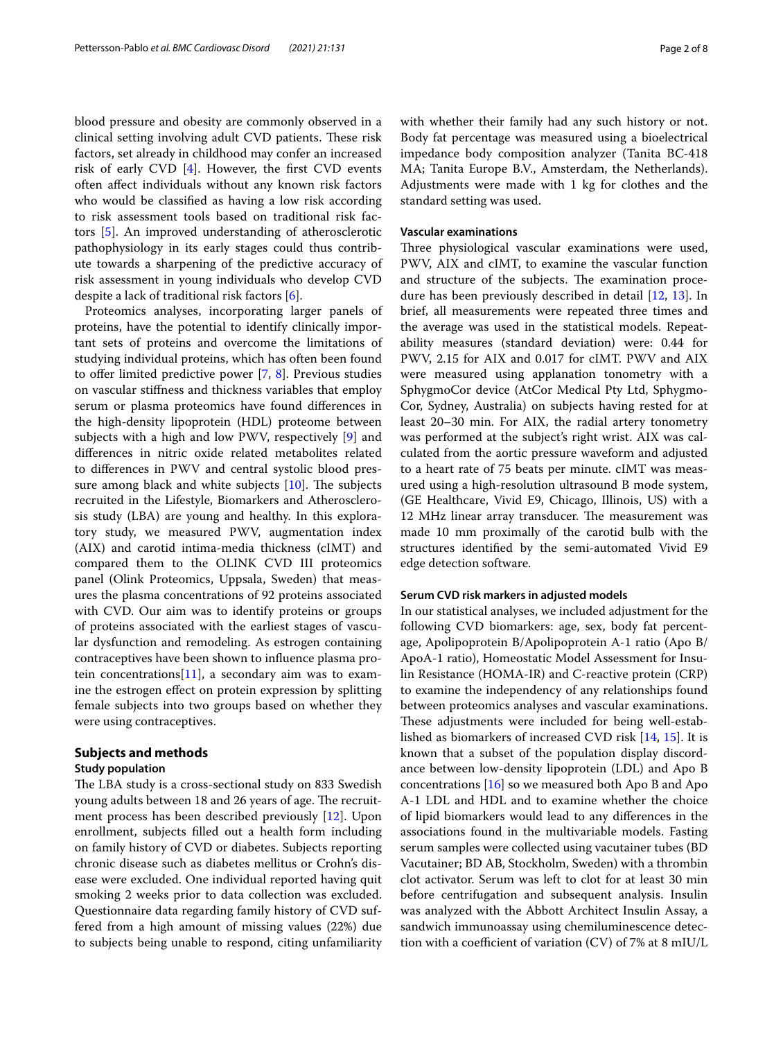blood pressure and obesity are commonly observed in a clinical setting involving adult CVD patients. These risk factors, set already in childhood may confer an increased risk of early CVD [4]. However, the first CVD events often affect individuals without any known risk factors who would be classified as having a low risk according to risk assessment tools based on traditional risk factors [5]. An improved understanding of atherosclerotic pathophysiology in its early stages could thus contribute towards a sharpening of the predictive accuracy of risk assessment in young individuals who develop CVD despite a lack of traditional risk factors [6].

Proteomics analyses, incorporating larger panels of proteins, have the potential to identify clinically important sets of proteins and overcome the limitations of studying individual proteins, which has often been found to offer limited predictive power [7, 8]. Previous studies on vascular stiffness and thickness variables that employ serum or plasma proteomics have found differences in the high-density lipoprotein (HDL) proteome between subjects with a high and low PWV, respectively [9] and differences in nitric oxide related metabolites related to differences in PWV and central systolic blood pressure among black and white subjects [10]. The subjects recruited in the Lifestyle, Biomarkers and Atherosclerosis study (LBA) are young and healthy. In this exploratory study, we measured PWV, augmentation index (AIX) and carotid intima-media thickness (cIMT) and compared them to the OLINK CVD III proteomics panel (Olink Proteomics, Uppsala, Sweden) that measures the plasma concentrations of 92 proteins associated with CVD. Our aim was to identify proteins or groups of proteins associated with the earliest stages of vascular dysfunction and remodeling. As estrogen containing contraceptives have been shown to influence plasma protein concentrations[11], a secondary aim was to examine the estrogen effect on protein expression by splitting female subjects into two groups based on whether they were using contraceptives.

## Subjects and methods

### Study population

The LBA study is a cross-sectional study on 833 Swedish young adults between 18 and 26 years of age. The recruitment process has been described previously [12]. Upon enrollment, subjects filled out a health form including on family history of CVD or diabetes. Subjects reporting chronic disease such as diabetes mellitus or Crohn's disease were excluded. One individual reported having quit smoking 2 weeks prior to data collection was excluded. Questionnaire data regarding family history of CVD suffered from a high amount of missing values (22%) due to subjects being unable to respond, citing unfamiliarity with whether their family had any such history or not. Body fat percentage was measured using a bioelectrical impedance body composition analyzer (Tanita BC-418 MA; Tanita Europe B.V., Amsterdam, the Netherlands). Adjustments were made with 1 kg for clothes and the standard setting was used.

### Vascular examinations

Three physiological vascular examinations were used, PWV, AIX and cIMT, to examine the vascular function and structure of the subjects. The examination procedure has been previously described in detail [12, 13]. In brief, all measurements were repeated three times and the average was used in the statistical models. Repeatability measures (standard deviation) were: 0.44 for PWV, 2.15 for AIX and 0.017 for cIMT. PWV and AIX were measured using applanation tonometry with a SphygmoCor device (AtCor Medical Pty Ltd, SphygmoCor, Sydney, Australia) on subjects having rested for at least 20–30 min. For AIX, the radial artery tonometry was performed at the subject's right wrist. AIX was calculated from the aortic pressure waveform and adjusted to a heart rate of 75 beats per minute. cIMT was measured using a high-resolution ultrasound B mode system, (GE Healthcare, Vivid E9, Chicago, Illinois, US) with a 12 MHz linear array transducer. The measurement was made 10 mm proximally of the carotid bulb with the structures identified by the semi-automated Vivid E9 edge detection software.

### Serum CVD risk markers in adjusted models

In our statistical analyses, we included adjustment for the following CVD biomarkers: age, sex, body fat percentage, Apolipoprotein B/Apolipoprotein A-1 ratio (Apo B/ApoA-1 ratio), Homeostatic Model Assessment for Insulin Resistance (HOMA-IR) and C-reactive protein (CRP) to examine the independency of any relationships found between proteomics analyses and vascular examinations. These adjustments were included for being well-established as biomarkers of increased CVD risk [14, 15]. It is known that a subset of the population display discordance between low-density lipoprotein (LDL) and Apo B concentrations [16] so we measured both Apo B and Apo A-1 LDL and HDL and to examine whether the choice of lipid biomarkers would lead to any differences in the associations found in the multivariable models. Fasting serum samples were collected using vacutainer tubes (BD Vacutainer; BD AB, Stockholm, Sweden) with a thrombin clot activator. Serum was left to clot for at least 30 min before centrifugation and subsequent analysis. Insulin was analyzed with the Abbott Architect Insulin Assay, a sandwich immunoassay using chemiluminescence detection with a coefficient of variation (CV) of 7% at 8 mIU/L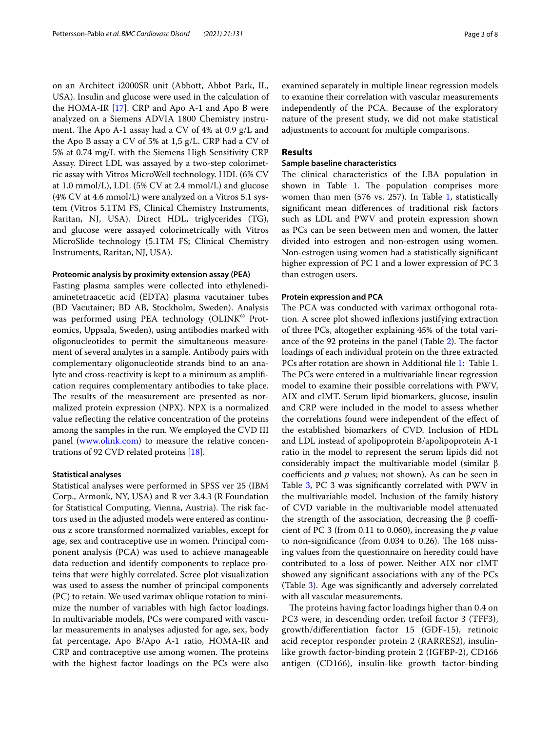on an Architect i2000SR unit (Abbott, Abbot Park, IL, USA). Insulin and glucose were used in the calculation of the HOMA-IR [17]. CRP and Apo A-1 and Apo B were analyzed on a Siemens ADVIA 1800 Chemistry instrument. The Apo A-1 assay had a CV of 4% at 0.9 g/L and the Apo B assay a CV of 5% at 1,5 g/L. CRP had a CV of 5% at 0.74 mg/L with the Siemens High Sensitivity CRP Assay. Direct LDL was assayed by a two-step colorimetric assay with Vitros MicroWell technology. HDL (6% CV at 1.0 mmol/L), LDL (5% CV at 2.4 mmol/L) and glucose (4% CV at 4.6 mmol/L) were analyzed on a Vitros 5.1 system (Vitros 5.1TM FS, Clinical Chemistry Instruments, Raritan, NJ, USA). Direct HDL, triglycerides (TG), and glucose were assayed colorimetrically with Vitros MicroSlide technology (5.1TM FS; Clinical Chemistry Instruments, Raritan, NJ, USA).

#### Proteomic analysis by proximity extension assay (PEA)

Fasting plasma samples were collected into ethylenediaminetetraacetic acid (EDTA) plasma vacutainer tubes (BD Vacutainer; BD AB, Stockholm, Sweden). Analysis was performed using PEA technology (OLINK® Proteomics, Uppsala, Sweden), using antibodies marked with oligonucleotides to permit the simultaneous measurement of several analytes in a sample. Antibody pairs with complementary oligonucleotide strands bind to an analyte and cross-reactivity is kept to a minimum as amplification requires complementary antibodies to take place. The results of the measurement are presented as normalized protein expression (NPX). NPX is a normalized value reflecting the relative concentration of the proteins among the samples in the run. We employed the CVD III panel (www.olink.com) to measure the relative concentrations of 92 CVD related proteins [18].

#### Statistical analyses

Statistical analyses were performed in SPSS ver 25 (IBM Corp., Armonk, NY, USA) and R ver 3.4.3 (R Foundation for Statistical Computing, Vienna, Austria). The risk factors used in the adjusted models were entered as continuous z score transformed normalized variables, except for age, sex and contraceptive use in women. Principal component analysis (PCA) was used to achieve manageable data reduction and identify components to replace proteins that were highly correlated. Scree plot visualization was used to assess the number of principal components (PC) to retain. We used varimax oblique rotation to minimize the number of variables with high factor loadings. In multivariable models, PCs were compared with vascular measurements in analyses adjusted for age, sex, body fat percentage, Apo B/Apo A-1 ratio, HOMA-IR and CRP and contraceptive use among women. The proteins with the highest factor loadings on the PCs were also examined separately in multiple linear regression models to examine their correlation with vascular measurements independently of the PCA. Because of the exploratory nature of the present study, we did not make statistical adjustments to account for multiple comparisons.

## Results

#### Sample baseline characteristics

The clinical characteristics of the LBA population in shown in Table 1. The population comprises more women than men (576 vs. 257). In Table 1, statistically significant mean differences of traditional risk factors such as LDL and PWV and protein expression shown as PCs can be seen between men and women, the latter divided into estrogen and non-estrogen using women. Non-estrogen using women had a statistically significant higher expression of PC 1 and a lower expression of PC 3 than estrogen users.

#### Protein expression and PCA

The PCA was conducted with varimax orthogonal rotation. A scree plot showed inflexions justifying extraction of three PCs, altogether explaining 45% of the total variance of the 92 proteins in the panel (Table 2). The factor loadings of each individual protein on the three extracted PCs after rotation are shown in Additional file 1: Table 1. The PCs were entered in a multivariable linear regression model to examine their possible correlations with PWV, AIX and cIMT. Serum lipid biomarkers, glucose, insulin and CRP were included in the model to assess whether the correlations found were independent of the effect of the established biomarkers of CVD. Inclusion of HDL and LDL instead of apolipoprotein B/apolipoprotein A-1 ratio in the model to represent the serum lipids did not considerably impact the multivariable model (similar β coefficients and *p* values; not shown). As can be seen in Table 3, PC 3 was significantly correlated with PWV in the multivariable model. Inclusion of the family history of CVD variable in the multivariable model attenuated the strength of the association, decreasing the β coefficient of PC 3 (from 0.11 to 0.060), increasing the *p* value to non-significance (from 0.034 to 0.26). The 168 missing values from the questionnaire on heredity could have contributed to a loss of power. Neither AIX nor cIMT showed any significant associations with any of the PCs (Table 3). Age was significantly and adversely correlated with all vascular measurements.

The proteins having factor loadings higher than 0.4 on PC3 were, in descending order, trefoil factor 3 (TFF3), growth/differentiation factor 15 (GDF-15), retinoic acid receptor responder protein 2 (RARRES2), insulin-like growth factor-binding protein 2 (IGFBP-2), CD166 antigen (CD166), insulin-like growth factor-binding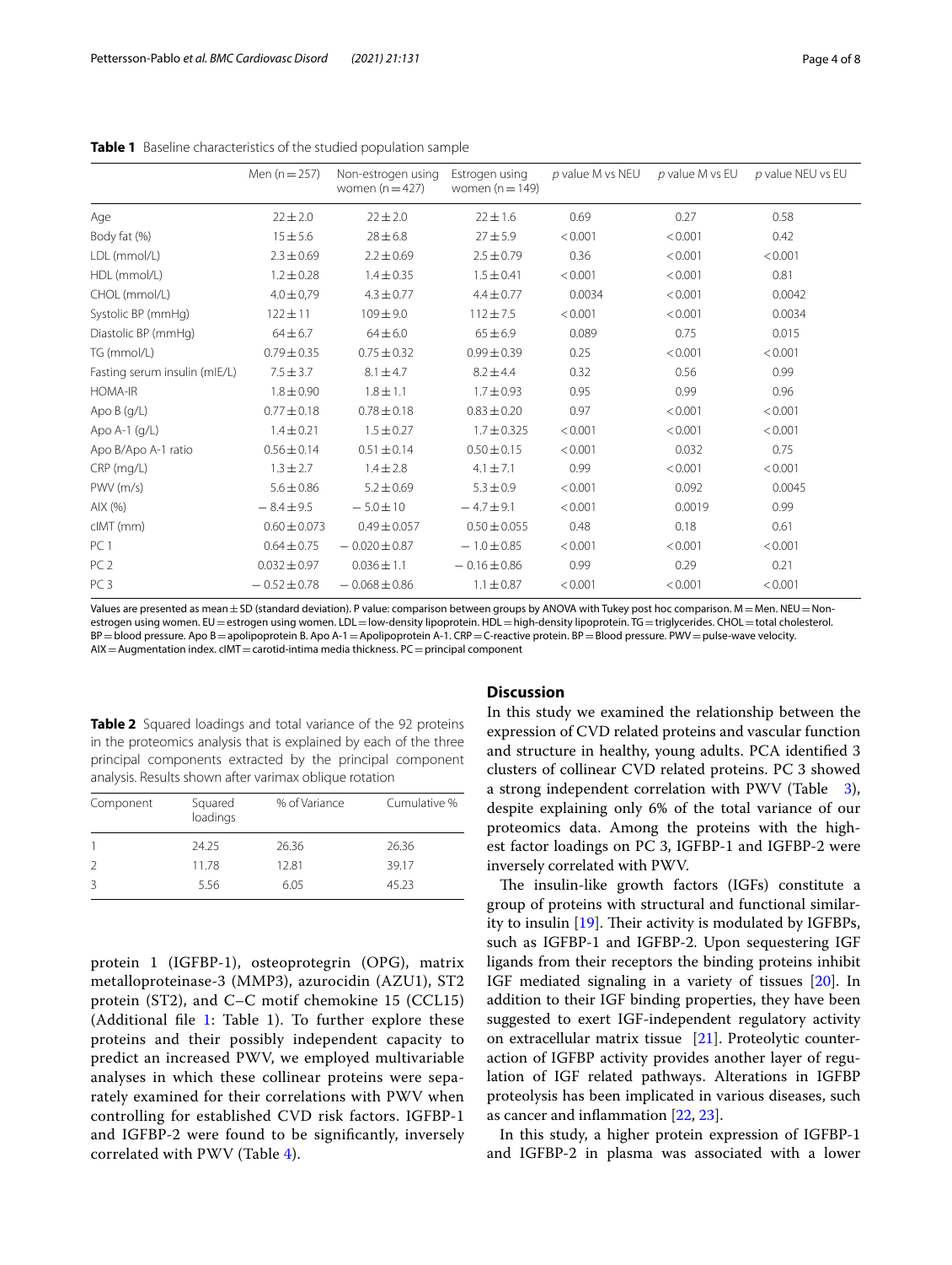**Table 1** Baseline characteristics of the studied population sample

| | Men (n = 257) | Non-estrogen using women (n = 427) | Estrogen using women (n = 149) | *p* value M vs NEU | *p* value M vs EU | *p* value NEU vs EU |
|---|---|---|---|---|---|---|
| Age | 22 ± 2.0 | 22 ± 2.0 | 22 ± 1.6 | 0.69 | 0.27 | 0.58 |
| Body fat (%) | 15 ± 5.6 | 28 ± 6.8 | 27 ± 5.9 | < 0.001 | < 0.001 | 0.42 |
| LDL (mmol/L) | 2.3 ± 0.69 | 2.2 ± 0.69 | 2.5 ± 0.79 | 0.36 | < 0.001 | < 0.001 |
| HDL (mmol/L) | 1.2 ± 0.28 | 1.4 ± 0.35 | 1.5 ± 0.41 | < 0.001 | < 0.001 | 0.81 |
| CHOL (mmol/L) | 4.0 ± 0,79 | 4.3 ± 0.77 | 4.4 ± 0.77 | 0.0034 | < 0.001 | 0.0042 |
| Systolic BP (mmHg) | 122 ± 11 | 109 ± 9.0 | 112 ± 7.5 | < 0.001 | < 0.001 | 0.0034 |
| Diastolic BP (mmHg) | 64 ± 6.7 | 64 ± 6.0 | 65 ± 6.9 | 0.089 | 0.75 | 0.015 |
| TG (mmol/L) | 0.79 ± 0.35 | 0.75 ± 0.32 | 0.99 ± 0.39 | 0.25 | < 0.001 | < 0.001 |
| Fasting serum insulin (mIE/L) | 7.5 ± 3.7 | 8.1 ± 4.7 | 8.2 ± 4.4 | 0.32 | 0.56 | 0.99 |
| HOMA-IR | 1.8 ± 0.90 | 1.8 ± 1.1 | 1.7 ± 0.93 | 0.95 | 0.99 | 0.96 |
| Apo B (g/L) | 0.77 ± 0.18 | 0.78 ± 0.18 | 0.83 ± 0.20 | 0.97 | < 0.001 | < 0.001 |
| Apo A-1 (g/L) | 1.4 ± 0.21 | 1.5 ± 0.27 | 1.7 ± 0.325 | < 0.001 | < 0.001 | < 0.001 |
| Apo B/Apo A-1 ratio | 0.56 ± 0.14 | 0.51 ± 0.14 | 0.50 ± 0.15 | < 0.001 | 0.032 | 0.75 |
| CRP (mg/L) | 1.3 ± 2.7 | 1.4 ± 2.8 | 4.1 ± 7.1 | 0.99 | < 0.001 | < 0.001 |
| PWV (m/s) | 5.6 ± 0.86 | 5.2 ± 0.69 | 5.3 ± 0.9 | < 0.001 | 0.092 | 0.0045 |
| AIX (%) | − 8.4 ± 9.5 | − 5.0 ± 10 | − 4.7 ± 9.1 | < 0.001 | 0.0019 | 0.99 |
| cIMT (mm) | 0.60 ± 0.073 | 0.49 ± 0.057 | 0.50 ± 0.055 | 0.48 | 0.18 | 0.61 |
| PC 1 | 0.64 ± 0.75 | − 0.020 ± 0.87 | − 1.0 ± 0.85 | < 0.001 | < 0.001 | < 0.001 |
| PC 2 | 0.032 ± 0.97 | 0.036 ± 1.1 | − 0.16 ± 0.86 | 0.99 | 0.29 | 0.21 |
| PC 3 | − 0.52 ± 0.78 | − 0.068 ± 0.86 | 1.1 ± 0.87 | < 0.001 | < 0.001 | < 0.001 |

Values are presented as mean ± SD (standard deviation). P value: comparison between groups by ANOVA with Tukey post hoc comparison. M = Men. NEU = Non-estrogen using women. EU = estrogen using women. LDL = low-density lipoprotein. HDL = high-density lipoprotein. TG = triglycerides. CHOL = total cholesterol. BP = blood pressure. Apo B = apolipoprotein B. Apo A-1 = Apolipoprotein A-1. CRP = C-reactive protein. BP = Blood pressure. PWV = pulse-wave velocity. AIX = Augmentation index. cIMT = carotid-intima media thickness. PC = principal component

**Table 2** Squared loadings and total variance of the 92 proteins in the proteomics analysis that is explained by each of the three principal components extracted by the principal component analysis. Results shown after varimax oblique rotation

| Component | Squared loadings | % of Variance | Cumulative % |
|---|---|---|---|
| 1 | 24.25 | 26.36 | 26.36 |
| 2 | 11.78 | 12.81 | 39.17 |
| 3 | 5.56 | 6.05 | 45.23 |

protein 1 (IGFBP-1), osteoprotegrin (OPG), matrix metalloproteinase-3 (MMP3), azurocidin (AZU1), ST2 protein (ST2), and C–C motif chemokine 15 (CCL15) (Additional file 1: Table 1). To further explore these proteins and their possibly independent capacity to predict an increased PWV, we employed multivariable analyses in which these collinear proteins were separately examined for their correlations with PWV when controlling for established CVD risk factors. IGFBP-1 and IGFBP-2 were found to be significantly, inversely correlated with PWV (Table 4).

## Discussion

In this study we examined the relationship between the expression of CVD related proteins and vascular function and structure in healthy, young adults. PCA identified 3 clusters of collinear CVD related proteins. PC 3 showed a strong independent correlation with PWV (Table 3), despite explaining only 6% of the total variance of our proteomics data. Among the proteins with the highest factor loadings on PC 3, IGFBP-1 and IGFBP-2 were inversely correlated with PWV.

The insulin-like growth factors (IGFs) constitute a group of proteins with structural and functional similarity to insulin [19]. Their activity is modulated by IGFBPs, such as IGFBP-1 and IGFBP-2. Upon sequestering IGF ligands from their receptors the binding proteins inhibit IGF mediated signaling in a variety of tissues [20]. In addition to their IGF binding properties, they have been suggested to exert IGF-independent regulatory activity on extracellular matrix tissue [21]. Proteolytic counteraction of IGFBP activity provides another layer of regulation of IGF related pathways. Alterations in IGFBP proteolysis has been implicated in various diseases, such as cancer and inflammation [22, 23].

In this study, a higher protein expression of IGFBP-1 and IGFBP-2 in plasma was associated with a lower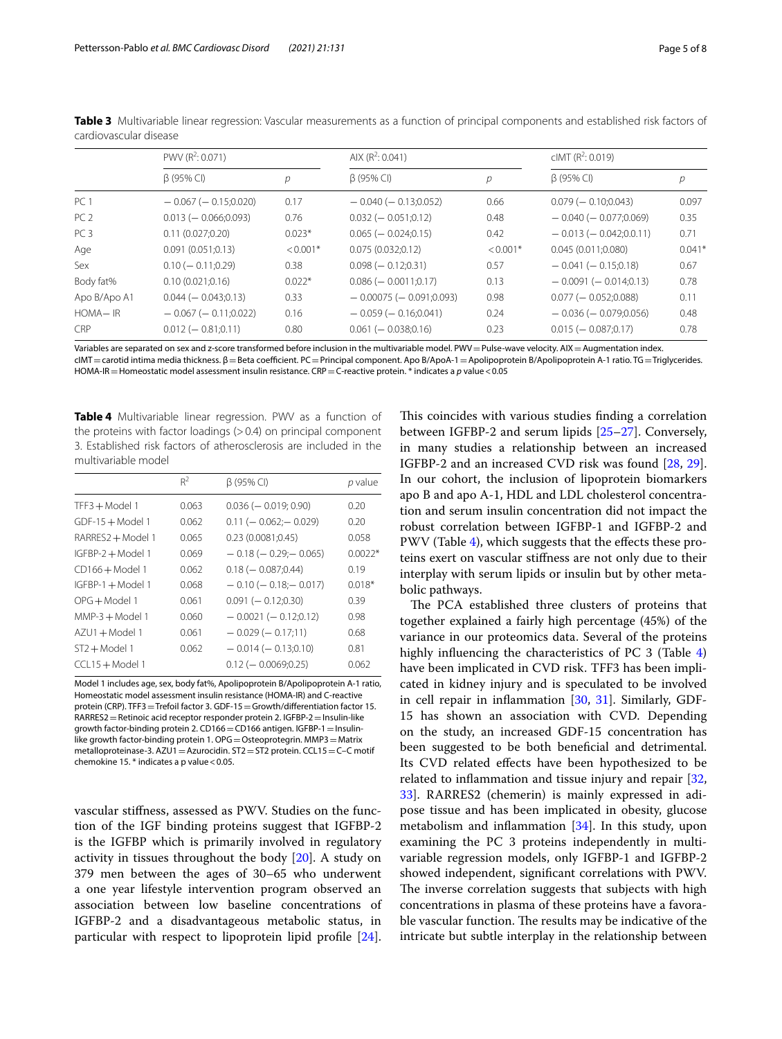**Table 3** Multivariable linear regression: Vascular measurements as a function of principal components and established risk factors of cardiovascular disease

| | PWV ($R^2$: 0.071) | | AIX ($R^2$: 0.041) | | cIMT ($R^2$: 0.019) | |
|---|---|---|---|---|---|---|
| | β (95% CI) | *p* | β (95% CI) | *p* | β (95% CI) | *p* |
| PC 1 | − 0.067 (− 0.15;0.020) | 0.17 | − 0.040 (− 0.13;0.052) | 0.66 | 0.079 (− 0.10;0.043) | 0.097 |
| PC 2 | 0.013 (− 0.066;0.093) | 0.76 | 0.032 (− 0.051;0.12) | 0.48 | − 0.040 (− 0.077;0.069) | 0.35 |
| PC 3 | 0.11 (0.027;0.20) | 0.023* | 0.065 (− 0.024;0.15) | 0.42 | − 0.013 (− 0.042;0.0.11) | 0.71 |
| Age | 0.091 (0.051;0.13) | <0.001* | 0.075 (0.032;0.12) | <0.001* | 0.045 (0.011;0.080) | 0.041* |
| Sex | 0.10 (− 0.11;0.29) | 0.38 | 0.098 (− 0.12;0.31) | 0.57 | − 0.041 (− 0.15;0.18) | 0.67 |
| Body fat% | 0.10 (0.021;0.16) | 0.022* | 0.086 (− 0.0011;0.17) | 0.13 | − 0.0091 (− 0.014;0.13) | 0.78 |
| Apo B/Apo A1 | 0.044 (− 0.043;0.13) | 0.33 | − 0.00075 (− 0.091;0.093) | 0.98 | 0.077 (− 0.052;0.088) | 0.11 |
| HOMA− IR | − 0.067 (− 0.11;0.022) | 0.16 | − 0.059 (− 0.16;0.041) | 0.24 | − 0.036 (− 0.079;0.056) | 0.48 |
| CRP | 0.012 (− 0.81;0.11) | 0.80 | 0.061 (− 0.038;0.16) | 0.23 | 0.015 (− 0.087;0.17) | 0.78 |

Variables are separated on sex and z-score transformed before inclusion in the multivariable model. PWV = Pulse-wave velocity. AIX = Augmentation index. cIMT = carotid intima media thickness. β = Beta coefficient. PC = Principal component. Apo B/ApoA-1 = Apolipoprotein B/Apolipoprotein A-1 ratio. TG = Triglycerides. HOMA-IR = Homeostatic model assessment insulin resistance. CRP = C-reactive protein. * indicates a *p* value < 0.05

**Table 4** Multivariable linear regression. PWV as a function of the proteins with factor loadings (> 0.4) on principal component 3. Established risk factors of atherosclerosis are included in the multivariable model

| | $R^2$ | β (95% CI) | *p* value |
|---|---|---|---|
| TFF3 + Model 1 | 0.063 | 0.036 (− 0.019; 0.90) | 0.20 |
| GDF-15 + Model 1 | 0.062 | 0.11 (− 0.062;− 0.029) | 0.20 |
| RARRES2 + Model 1 | 0.065 | 0.23 (0.0081;0.45) | 0.058 |
| IGFBP-2 + Model 1 | 0.069 | − 0.18 (− 0.29;− 0.065) | 0.0022* |
| CD166 + Model 1 | 0.062 | 0.18 (− 0.087;0.44) | 0.19 |
| IGFBP-1 + Model 1 | 0.068 | − 0.10 (− 0.18;− 0.017) | 0.018* |
| OPG + Model 1 | 0.061 | 0.091 (− 0.12;0.30) | 0.39 |
| MMP-3 + Model 1 | 0.060 | − 0.0021 (− 0.12;0.12) | 0.98 |
| AZU1 + Model 1 | 0.061 | − 0.029 (− 0.17;11) | 0.68 |
| ST2 + Model 1 | 0.062 | − 0.014 (− 0.13;0.10) | 0.81 |
| CCL15 + Model 1 | | 0.12 (− 0.0069;0.25) | 0.062 |

Model 1 includes age, sex, body fat%, Apolipoprotein B/Apolipoprotein A-1 ratio, Homeostatic model assessment insulin resistance (HOMA-IR) and C-reactive protein (CRP). TFF3 = Trefoil factor 3. GDF-15 = Growth/differentiation factor 15. RARRES2 = Retinoic acid receptor responder protein 2. IGFBP-2 = Insulin-like growth factor-binding protein 2. CD166 = CD166 antigen. IGFBP-1 = Insulin-like growth factor-binding protein 1. OPG = Osteoprotegrin. MMP3 = Matrix metalloproteinase-3. AZU1 = Azurocidin. ST2 = ST2 protein. CCL15 = C–C motif chemokine 15. * indicates a p value < 0.05.

vascular stiffness, assessed as PWV. Studies on the function of the IGF binding proteins suggest that IGFBP-2 is the IGFBP which is primarily involved in regulatory activity in tissues throughout the body [20]. A study on 379 men between the ages of 30–65 who underwent a one year lifestyle intervention program observed an association between low baseline concentrations of IGFBP-2 and a disadvantageous metabolic status, in particular with respect to lipoprotein lipid profile [24]. This coincides with various studies finding a correlation between IGFBP-2 and serum lipids [25–27]. Conversely, in many studies a relationship between an increased IGFBP-2 and an increased CVD risk was found [28, 29]. In our cohort, the inclusion of lipoprotein biomarkers apo B and apo A-1, HDL and LDL cholesterol concentration and serum insulin concentration did not impact the robust correlation between IGFBP-1 and IGFBP-2 and PWV (Table 4), which suggests that the effects these proteins exert on vascular stiffness are not only due to their interplay with serum lipids or insulin but by other metabolic pathways.

The PCA established three clusters of proteins that together explained a fairly high percentage (45%) of the variance in our proteomics data. Several of the proteins highly influencing the characteristics of PC 3 (Table 4) have been implicated in CVD risk. TFF3 has been implicated in kidney injury and is speculated to be involved in cell repair in inflammation [30, 31]. Similarly, GDF-15 has shown an association with CVD. Depending on the study, an increased GDF-15 concentration has been suggested to be both beneficial and detrimental. Its CVD related effects have been hypothesized to be related to inflammation and tissue injury and repair [32, 33]. RARRES2 (chemerin) is mainly expressed in adipose tissue and has been implicated in obesity, glucose metabolism and inflammation [34]. In this study, upon examining the PC 3 proteins independently in multivariable regression models, only IGFBP-1 and IGFBP-2 showed independent, significant correlations with PWV. The inverse correlation suggests that subjects with high concentrations in plasma of these proteins have a favorable vascular function. The results may be indicative of the intricate but subtle interplay in the relationship between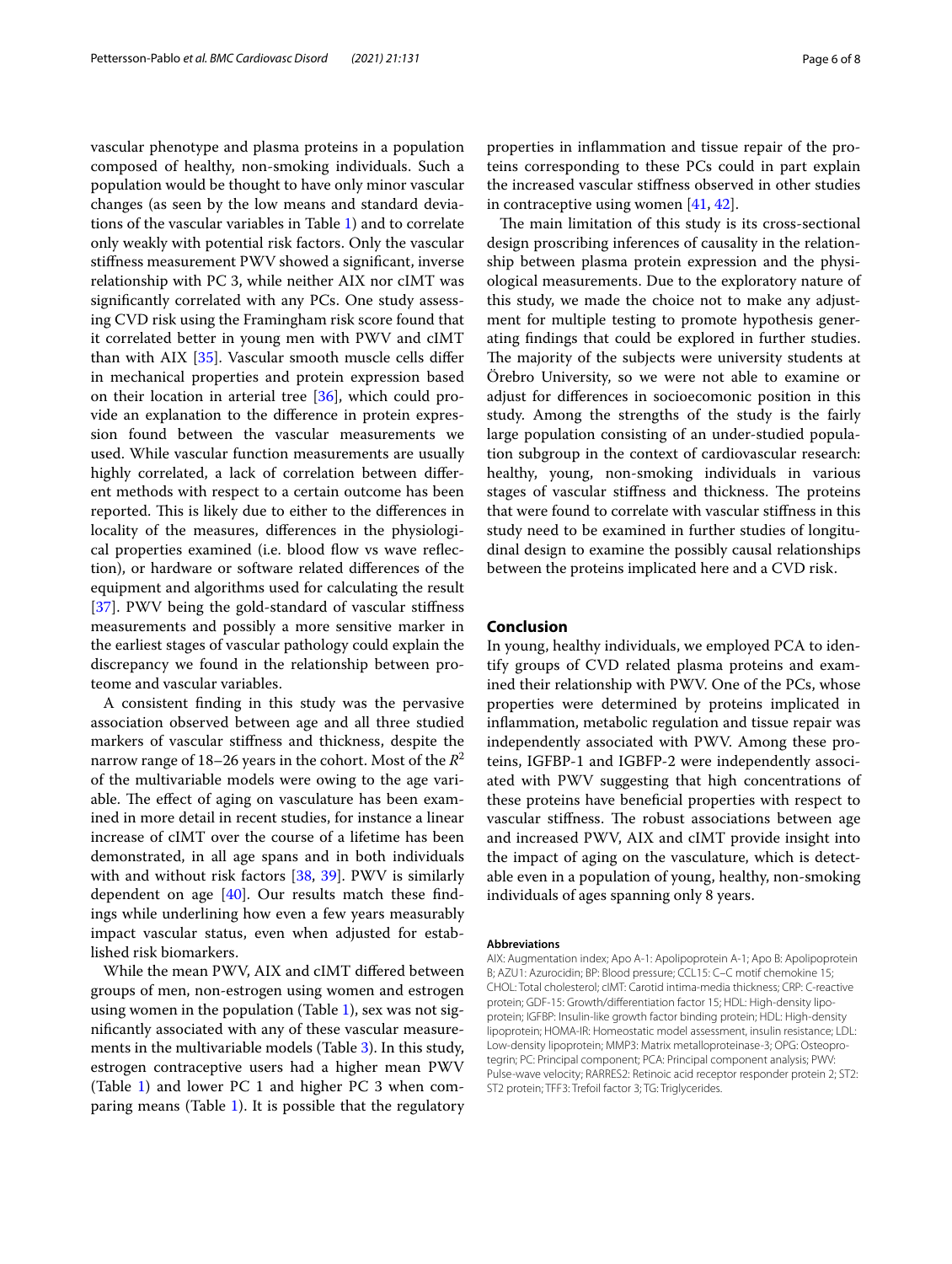vascular phenotype and plasma proteins in a population composed of healthy, non-smoking individuals. Such a population would be thought to have only minor vascular changes (as seen by the low means and standard deviations of the vascular variables in Table 1) and to correlate only weakly with potential risk factors. Only the vascular stiffness measurement PWV showed a significant, inverse relationship with PC 3, while neither AIX nor cIMT was significantly correlated with any PCs. One study assessing CVD risk using the Framingham risk score found that it correlated better in young men with PWV and cIMT than with AIX [35]. Vascular smooth muscle cells differ in mechanical properties and protein expression based on their location in arterial tree [36], which could provide an explanation to the difference in protein expression found between the vascular measurements we used. While vascular function measurements are usually highly correlated, a lack of correlation between different methods with respect to a certain outcome has been reported. This is likely due to either to the differences in locality of the measures, differences in the physiological properties examined (i.e. blood flow vs wave reflection), or hardware or software related differences of the equipment and algorithms used for calculating the result [37]. PWV being the gold-standard of vascular stiffness measurements and possibly a more sensitive marker in the earliest stages of vascular pathology could explain the discrepancy we found in the relationship between proteome and vascular variables.

A consistent finding in this study was the pervasive association observed between age and all three studied markers of vascular stiffness and thickness, despite the narrow range of 18–26 years in the cohort. Most of the $R^2$ of the multivariable models were owing to the age variable. The effect of aging on vasculature has been examined in more detail in recent studies, for instance a linear increase of cIMT over the course of a lifetime has been demonstrated, in all age spans and in both individuals with and without risk factors [38, 39]. PWV is similarly dependent on age [40]. Our results match these findings while underlining how even a few years measurably impact vascular status, even when adjusted for established risk biomarkers.

While the mean PWV, AIX and cIMT differed between groups of men, non-estrogen using women and estrogen using women in the population (Table 1), sex was not significantly associated with any of these vascular measurements in the multivariable models (Table 3). In this study, estrogen contraceptive users had a higher mean PWV (Table 1) and lower PC 1 and higher PC 3 when comparing means (Table 1). It is possible that the regulatory properties in inflammation and tissue repair of the proteins corresponding to these PCs could in part explain the increased vascular stiffness observed in other studies in contraceptive using women [41, 42].

The main limitation of this study is its cross-sectional design proscribing inferences of causality in the relationship between plasma protein expression and the physiological measurements. Due to the exploratory nature of this study, we made the choice not to make any adjustment for multiple testing to promote hypothesis generating findings that could be explored in further studies. The majority of the subjects were university students at Örebro University, so we were not able to examine or adjust for differences in socioecomonic position in this study. Among the strengths of the study is the fairly large population consisting of an under-studied population subgroup in the context of cardiovascular research: healthy, young, non-smoking individuals in various stages of vascular stiffness and thickness. The proteins that were found to correlate with vascular stiffness in this study need to be examined in further studies of longitudinal design to examine the possibly causal relationships between the proteins implicated here and a CVD risk.

## Conclusion

In young, healthy individuals, we employed PCA to identify groups of CVD related plasma proteins and examined their relationship with PWV. One of the PCs, whose properties were determined by proteins implicated in inflammation, metabolic regulation and tissue repair was independently associated with PWV. Among these proteins, IGFBP-1 and IGBFP-2 were independently associated with PWV suggesting that high concentrations of these proteins have beneficial properties with respect to vascular stiffness. The robust associations between age and increased PWV, AIX and cIMT provide insight into the impact of aging on the vasculature, which is detectable even in a population of young, healthy, non-smoking individuals of ages spanning only 8 years.

#### Abbreviations

AIX: Augmentation index; Apo A-1: Apolipoprotein A-1; Apo B: Apolipoprotein B; AZU1: Azurocidin; BP: Blood pressure; CCL15: C–C motif chemokine 15; CHOL: Total cholesterol; cIMT: Carotid intima-media thickness; CRP: C-reactive protein; GDF-15: Growth/differentiation factor 15; HDL: High-density lipoprotein; IGFBP: Insulin-like growth factor binding protein; HDL: High-density lipoprotein; HOMA-IR: Homeostatic model assessment, insulin resistance; LDL: Low-density lipoprotein; MMP3: Matrix metalloproteinase-3; OPG: Osteoprotegrin; PC: Principal component; PCA: Principal component analysis; PWV: Pulse-wave velocity; RARRES2: Retinoic acid receptor responder protein 2; ST2: ST2 protein; TFF3: Trefoil factor 3; TG: Triglycerides.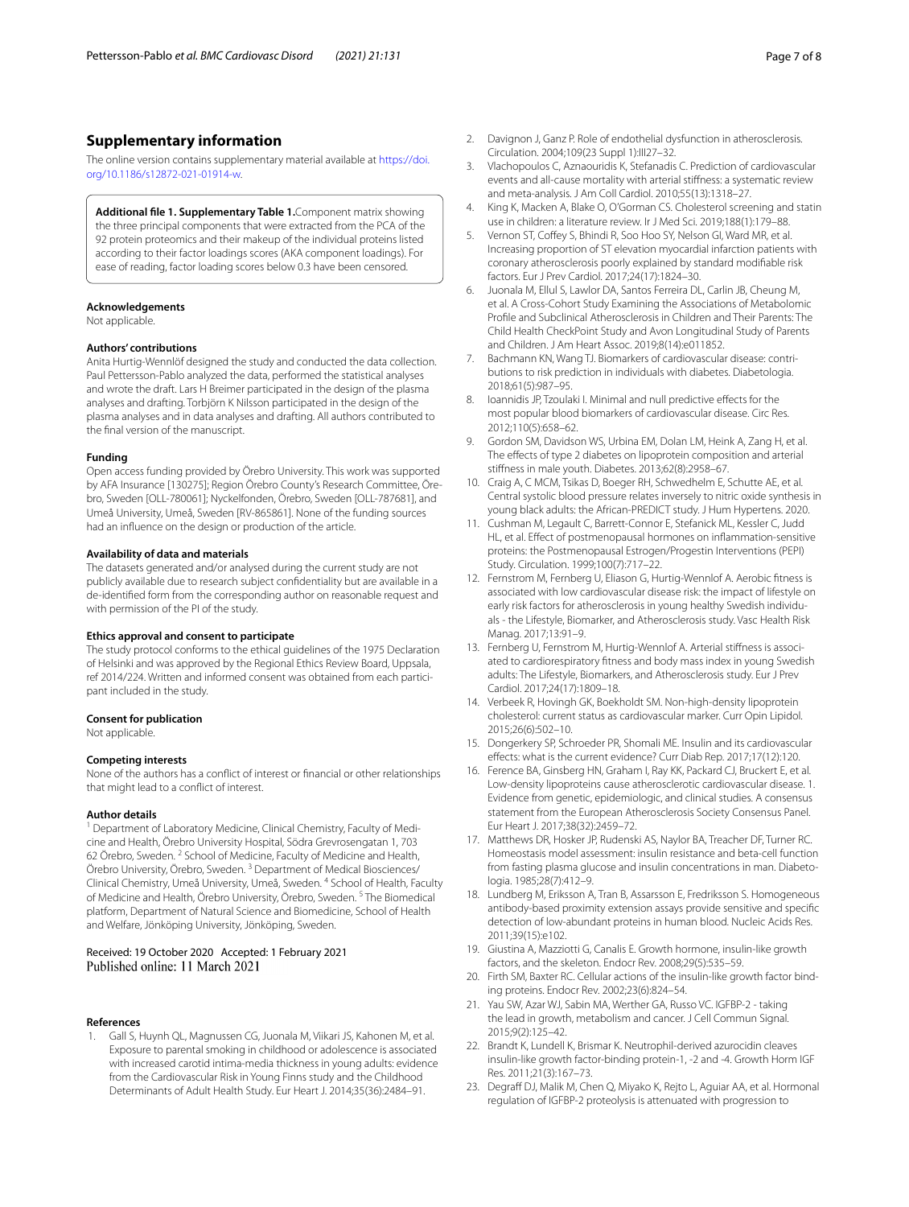## Supplementary information

The online version contains supplementary material available at https://doi.org/10.1186/s12872-021-01914-w.

**Additional file 1. Supplementary Table 1.**Component matrix showing the three principal components that were extracted from the PCA of the 92 protein proteomics and their makeup of the individual proteins listed according to their factor loadings scores (AKA component loadings). For ease of reading, factor loading scores below 0.3 have been censored.

#### Acknowledgements

Not applicable.

#### Authors' contributions

Anita Hurtig-Wennlöf designed the study and conducted the data collection. Paul Pettersson-Pablo analyzed the data, performed the statistical analyses and wrote the draft. Lars H Breimer participated in the design of the plasma analyses and drafting. Torbjörn K Nilsson participated in the design of the plasma analyses and in data analyses and drafting. All authors contributed to the final version of the manuscript.

#### Funding

Open access funding provided by Örebro University. This work was supported by AFA Insurance [130275]; Region Örebro County's Research Committee, Örebro, Sweden [OLL-780061]; Nyckelfonden, Örebro, Sweden [OLL-787681], and Umeå University, Umeå, Sweden [RV-865861]. None of the funding sources had an influence on the design or production of the article.

#### Availability of data and materials

The datasets generated and/or analysed during the current study are not publicly available due to research subject confidentiality but are available in a de-identified form from the corresponding author on reasonable request and with permission of the PI of the study.

#### Ethics approval and consent to participate

The study protocol conforms to the ethical guidelines of the 1975 Declaration of Helsinki and was approved by the Regional Ethics Review Board, Uppsala, ref 2014/224. Written and informed consent was obtained from each participant included in the study.

#### Consent for publication

Not applicable.

#### Competing interests

None of the authors has a conflict of interest or financial or other relationships that might lead to a conflict of interest.

#### Author details

[1] Department of Laboratory Medicine, Clinical Chemistry, Faculty of Medicine and Health, Örebro University Hospital, Södra Grevrosengatan 1, 703 62 Örebro, Sweden. [2] School of Medicine, Faculty of Medicine and Health, Örebro University, Örebro, Sweden. [3] Department of Medical Biosciences/Clinical Chemistry, Umeå University, Umeå, Sweden. [4] School of Health, Faculty of Medicine and Health, Örebro University, Örebro, Sweden. [5] The Biomedical platform, Department of Natural Science and Biomedicine, School of Health and Welfare, Jönköping University, Jönköping, Sweden.

Received: 19 October 2020 Accepted: 1 February 2021
Published online: 11 March 2021

#### References

1. Gall S, Huynh QL, Magnussen CG, Juonala M, Viikari JS, Kahonen M, et al. Exposure to parental smoking in childhood or adolescence is associated with increased carotid intima-media thickness in young adults: evidence from the Cardiovascular Risk in Young Finns study and the Childhood Determinants of Adult Health Study. Eur Heart J. 2014;35(36):2484–91.
2. Davignon J, Ganz P. Role of endothelial dysfunction in atherosclerosis. Circulation. 2004;109(23 Suppl 1):III27–32.
3. Vlachopoulos C, Aznaouridis K, Stefanadis C. Prediction of cardiovascular events and all-cause mortality with arterial stiffness: a systematic review and meta-analysis. J Am Coll Cardiol. 2010;55(13):1318–27.
4. King K, Macken A, Blake O, O'Gorman CS. Cholesterol screening and statin use in children: a literature review. Ir J Med Sci. 2019;188(1):179–88.
5. Vernon ST, Coffey S, Bhindi R, Soo Hoo SY, Nelson GI, Ward MR, et al. Increasing proportion of ST elevation myocardial infarction patients with coronary atherosclerosis poorly explained by standard modifiable risk factors. Eur J Prev Cardiol. 2017;24(17):1824–30.
6. Juonala M, Ellul S, Lawlor DA, Santos Ferreira DL, Carlin JB, Cheung M, et al. A Cross-Cohort Study Examining the Associations of Metabolomic Profile and Subclinical Atherosclerosis in Children and Their Parents: The Child Health CheckPoint Study and Avon Longitudinal Study of Parents and Children. J Am Heart Assoc. 2019;8(14):e011852.
7. Bachmann KN, Wang TJ. Biomarkers of cardiovascular disease: contributions to risk prediction in individuals with diabetes. Diabetologia. 2018;61(5):987–95.
8. Ioannidis JP, Tzoulaki I. Minimal and null predictive effects for the most popular blood biomarkers of cardiovascular disease. Circ Res. 2012;110(5):658–62.
9. Gordon SM, Davidson WS, Urbina EM, Dolan LM, Heink A, Zang H, et al. The effects of type 2 diabetes on lipoprotein composition and arterial stiffness in male youth. Diabetes. 2013;62(8):2958–67.
10. Craig A, C MCM, Tsikas D, Boeger RH, Schwedhelm E, Schutte AE, et al. Central systolic blood pressure relates inversely to nitric oxide synthesis in young black adults: the African-PREDICT study. J Hum Hypertens. 2020.
11. Cushman M, Legault C, Barrett-Connor E, Stefanick ML, Kessler C, Judd HL, et al. Effect of postmenopausal hormones on inflammation-sensitive proteins: the Postmenopausal Estrogen/Progestin Interventions (PEPI) Study. Circulation. 1999;100(7):717–22.
12. Fernstrom M, Fernberg U, Eliason G, Hurtig-Wennlof A. Aerobic fitness is associated with low cardiovascular disease risk: the impact of lifestyle on early risk factors for atherosclerosis in young healthy Swedish individuals - the Lifestyle, Biomarker, and Atherosclerosis study. Vasc Health Risk Manag. 2017;13:91–9.
13. Fernberg U, Fernstrom M, Hurtig-Wennlof A. Arterial stiffness is associated to cardiorespiratory fitness and body mass index in young Swedish adults: The Lifestyle, Biomarkers, and Atherosclerosis study. Eur J Prev Cardiol. 2017;24(17):1809–18.
14. Verbeek R, Hovingh GK, Boekholdt SM. Non-high-density lipoprotein cholesterol: current status as cardiovascular marker. Curr Opin Lipidol. 2015;26(6):502–10.
15. Dongerkery SP, Schroeder PR, Shomali ME. Insulin and its cardiovascular effects: what is the current evidence? Curr Diab Rep. 2017;17(12):120.
16. Ference BA, Ginsberg HN, Graham I, Ray KK, Packard CJ, Bruckert E, et al. Low-density lipoproteins cause atherosclerotic cardiovascular disease. 1. Evidence from genetic, epidemiologic, and clinical studies. A consensus statement from the European Atherosclerosis Society Consensus Panel. Eur Heart J. 2017;38(32):2459–72.
17. Matthews DR, Hosker JP, Rudenski AS, Naylor BA, Treacher DF, Turner RC. Homeostasis model assessment: insulin resistance and beta-cell function from fasting plasma glucose and insulin concentrations in man. Diabetologia. 1985;28(7):412–9.
18. Lundberg M, Eriksson A, Tran B, Assarsson E, Fredriksson S. Homogeneous antibody-based proximity extension assays provide sensitive and specific detection of low-abundant proteins in human blood. Nucleic Acids Res. 2011;39(15):e102.
19. Giustina A, Mazziotti G, Canalis E. Growth hormone, insulin-like growth factors, and the skeleton. Endocr Rev. 2008;29(5):535–59.
20. Firth SM, Baxter RC. Cellular actions of the insulin-like growth factor binding proteins. Endocr Rev. 2002;23(6):824–54.
21. Yau SW, Azar WJ, Sabin MA, Werther GA, Russo VC. IGFBP-2 - taking the lead in growth, metabolism and cancer. J Cell Commun Signal. 2015;9(2):125–42.
22. Brandt K, Lundell K, Brismar K. Neutrophil-derived azurocidin cleaves insulin-like growth factor-binding protein-1, -2 and -4. Growth Horm IGF Res. 2011;21(3):167–73.
23. Degraff DJ, Malik M, Chen Q, Miyako K, Rejto L, Aguiar AA, et al. Hormonal regulation of IGFBP-2 proteolysis is attenuated with progression to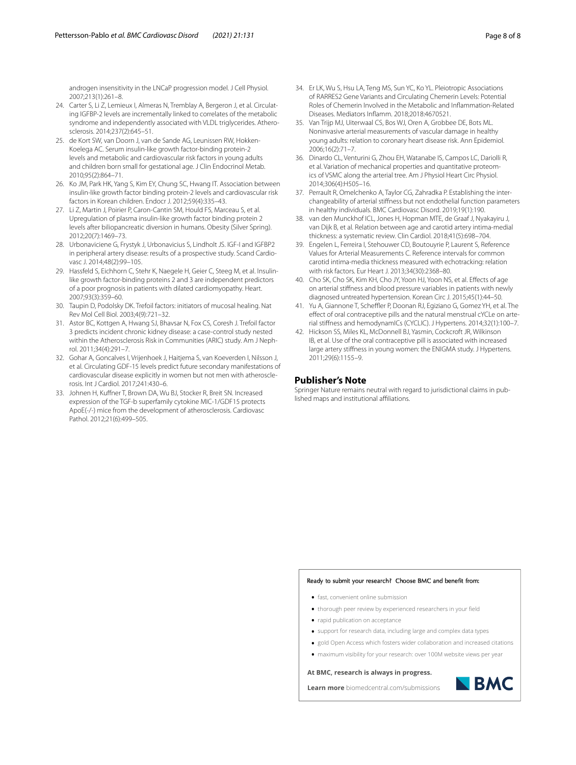androgen insensitivity in the LNCaP progression model. J Cell Physiol. 2007;213(1):261–8.

24. Carter S, Li Z, Lemieux I, Almeras N, Tremblay A, Bergeron J, et al. Circulating IGFBP-2 levels are incrementally linked to correlates of the metabolic syndrome and independently associated with VLDL triglycerides. Atherosclerosis. 2014;237(2):645–51.
25. de Kort SW, van Doorn J, van de Sande AG, Leunissen RW, Hokken-Koelega AC. Serum insulin-like growth factor-binding protein-2 levels and metabolic and cardiovascular risk factors in young adults and children born small for gestational age. J Clin Endocrinol Metab. 2010;95(2):864–71.
26. Ko JM, Park HK, Yang S, Kim EY, Chung SC, Hwang IT. Association between insulin-like growth factor binding protein-2 levels and cardiovascular risk factors in Korean children. Endocr J. 2012;59(4):335–43.
27. Li Z, Martin J, Poirier P, Caron-Cantin SM, Hould FS, Marceau S, et al. Upregulation of plasma insulin-like growth factor binding protein 2 levels after biliopancreatic diversion in humans. Obesity (Silver Spring). 2012;20(7):1469–73.
28. Urbonaviciene G, Frystyk J, Urbonavicius S, Lindholt JS. IGF-I and IGFBP2 in peripheral artery disease: results of a prospective study. Scand Cardiovasc J. 2014;48(2):99–105.
29. Hassfeld S, Eichhorn C, Stehr K, Naegele H, Geier C, Steeg M, et al. Insulin-like growth factor-binding proteins 2 and 3 are independent predictors of a poor prognosis in patients with dilated cardiomyopathy. Heart. 2007;93(3):359–60.
30. Taupin D, Podolsky DK. Trefoil factors: initiators of mucosal healing. Nat Rev Mol Cell Biol. 2003;4(9):721–32.
31. Astor BC, Kottgen A, Hwang SJ, Bhavsar N, Fox CS, Coresh J. Trefoil factor 3 predicts incident chronic kidney disease: a case-control study nested within the Atherosclerosis Risk in Communities (ARIC) study. Am J Nephrol. 2011;34(4):291–7.
32. Gohar A, Goncalves I, Vrijenhoek J, Haitjema S, van Koeverden I, Nilsson J, et al. Circulating GDF-15 levels predict future secondary manifestations of cardiovascular disease explicitly in women but not men with atherosclerosis. Int J Cardiol. 2017;241:430–6.
33. Johnen H, Kuffner T, Brown DA, Wu BJ, Stocker R, Breit SN. Increased expression of the TGF-b superfamily cytokine MIC-1/GDF15 protects ApoE(-/-) mice from the development of atherosclerosis. Cardiovasc Pathol. 2012;21(6):499–505.
34. Er LK, Wu S, Hsu LA, Teng MS, Sun YC, Ko YL. Pleiotropic Associations of RARRES2 Gene Variants and Circulating Chemerin Levels: Potential Roles of Chemerin Involved in the Metabolic and Inflammation-Related Diseases. Mediators Inflamm. 2018;2018:4670521.
35. Van Trijp MJ, Uiterwaal CS, Bos WJ, Oren A, Grobbee DE, Bots ML. Noninvasive arterial measurements of vascular damage in healthy young adults: relation to coronary heart disease risk. Ann Epidemiol. 2006;16(2):71–7.
36. Dinardo CL, Venturini G, Zhou EH, Watanabe IS, Campos LC, Dariolli R, et al. Variation of mechanical properties and quantitative proteomics of VSMC along the arterial tree. Am J Physiol Heart Circ Physiol. 2014;306(4):H505–16.
37. Perrault R, Omelchenko A, Taylor CG, Zahradka P. Establishing the interchangeability of arterial stiffness but not endothelial function parameters in healthy individuals. BMC Cardiovasc Disord. 2019;19(1):190.
38. van den Munckhof ICL, Jones H, Hopman MTE, de Graaf J, Nyakayiru J, van Dijk B, et al. Relation between age and carotid artery intima-medial thickness: a systematic review. Clin Cardiol. 2018;41(5):698–704.
39. Engelen L, Ferreira I, Stehouwer CD, Boutouyrie P, Laurent S, Reference Values for Arterial Measurements C. Reference intervals for common carotid intima-media thickness measured with echotracking: relation with risk factors. Eur Heart J. 2013;34(30):2368–80.
40. Cho SK, Cho SK, Kim KH, Cho JY, Yoon HJ, Yoon NS, et al. Effects of age on arterial stiffness and blood pressure variables in patients with newly diagnosed untreated hypertension. Korean Circ J. 2015;45(1):44–50.
41. Yu A, Giannone T, Scheffler P, Doonan RJ, Egiziano G, Gomez YH, et al. The effect of oral contraceptive pills and the natural menstrual cYCLe on arterial stiffness and hemodynamICs (CYCLIC). J Hypertens. 2014;32(1):100–7.
42. Hickson SS, Miles KL, McDonnell BJ, Yasmin, Cockcroft JR, Wilkinson IB, et al. Use of the oral contraceptive pill is associated with increased large artery stiffness in young women: the ENIGMA study. J Hypertens. 2011;29(6):1155–9.

## Publisher's Note

Springer Nature remains neutral with regard to jurisdictional claims in published maps and institutional affiliations.

Ready to submit your research? Choose BMC and benefit from:

- fast, convenient online submission
- thorough peer review by experienced researchers in your field
- rapid publication on acceptance
- support for research data, including large and complex data types
- gold Open Access which fosters wider collaboration and increased citations
- maximum visibility for your research: over 100M website views per year

**At BMC, research is always in progress.**

**Learn more** biomedcentral.com/submissions

BMC